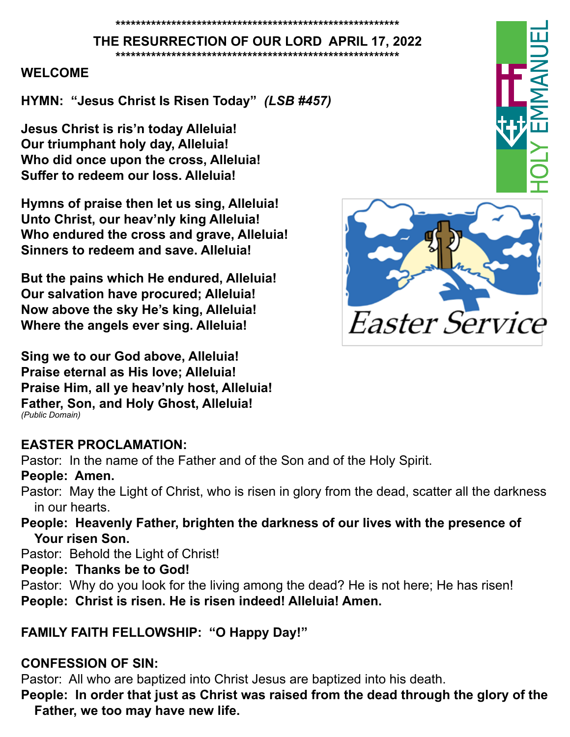\*\*\*\*\*\*\*\*\*\*\*\*\*\*\*\*\*\*\*\*\*\*\*\*\*\*\*\*\*\*\*\*\*\*\*\*\*\*\*\*\*\*\*\*\*\*\*\*\*\*\*\*\*\*\*\*\*\*

# THE RESURRECTION OF OUR LORD APRIL 17, 2022

\*\*\*\*\*\*\*\*\*\*\*\*\*\*\*\*\*\*\*\*\*\*\*\*\*\*\*\*\*\*\*\*\*\*\*\*\*\*\*\*\*\*\*\*\*\*\*\*\*\*\*\*\*\*\*\*\*\*

HOLY EMMANUEL

Easter Service

**WELCOME**

**HYMN: "Jesus Christ Is Risen Today"** ***(LSB #457)***

**Jesus Christ is ris'n today Alleluia!**
**Our triumphant holy day, Alleluia!**
**Who did once upon the cross, Alleluia!**
**Suffer to redeem our loss. Alleluia!**

**Hymns of praise then let us sing, Alleluia!**
**Unto Christ, our heav'nly king Alleluia!**
**Who endured the cross and grave, Alleluia!**
**Sinners to redeem and save. Alleluia!**

**But the pains which He endured, Alleluia!**
**Our salvation have procured; Alleluia!**
**Now above the sky He's king, Alleluia!**
**Where the angels ever sing. Alleluia!**

**Sing we to our God above, Alleluia!**
**Praise eternal as His love; Alleluia!**
**Praise Him, all ye heav'nly host, Alleluia!**
**Father, Son, and Holy Ghost, Alleluia!**
*(Public Domain)*

**EASTER PROCLAMATION:**

Pastor: In the name of the Father and of the Son and of the Holy Spirit.
**People: Amen.**
Pastor: May the Light of Christ, who is risen in glory from the dead, scatter all the darkness in our hearts.
**People: Heavenly Father, brighten the darkness of our lives with the presence of Your risen Son.**
Pastor: Behold the Light of Christ!
**People: Thanks be to God!**
Pastor: Why do you look for the living among the dead? He is not here; He has risen!
**People: Christ is risen. He is risen indeed! Alleluia! Amen.**

**FAMILY FAITH FELLOWSHIP: "O Happy Day!"**

**CONFESSION OF SIN:**

Pastor: All who are baptized into Christ Jesus are baptized into his death.
**People: In order that just as Christ was raised from the dead through the glory of the Father, we too may have new life.**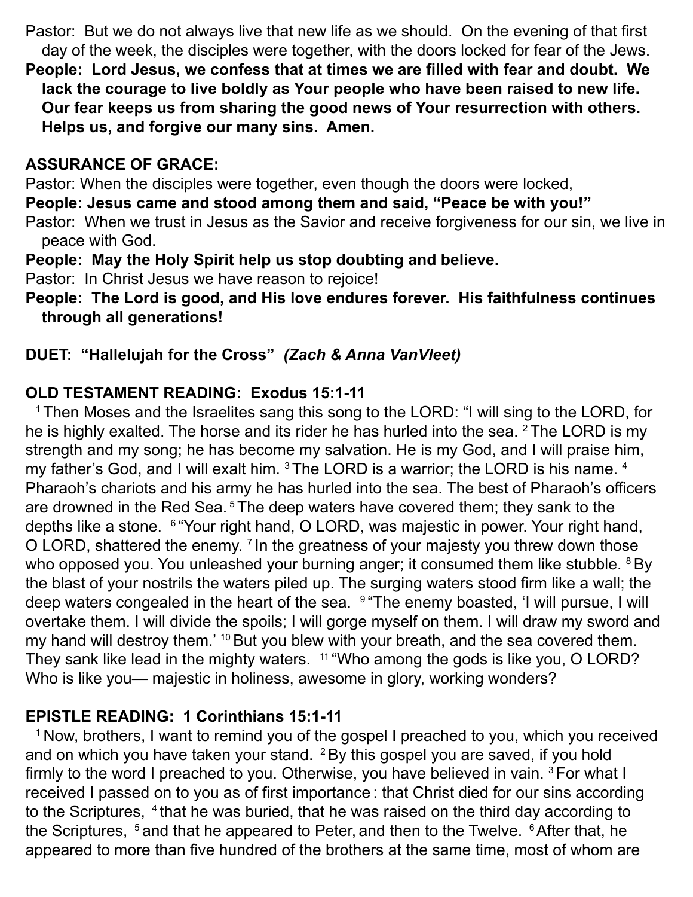Pastor: But we do not always live that new life as we should. On the evening of that first day of the week, the disciples were together, with the doors locked for fear of the Jews.

**People: Lord Jesus, we confess that at times we are filled with fear and doubt. We lack the courage to live boldly as Your people who have been raised to new life. Our fear keeps us from sharing the good news of Your resurrection with others. Helps us, and forgive our many sins. Amen.**

**ASSURANCE OF GRACE:**

Pastor: When the disciples were together, even though the doors were locked,

**People: Jesus came and stood among them and said, "Peace be with you!"**

Pastor: When we trust in Jesus as the Savior and receive forgiveness for our sin, we live in peace with God.

**People: May the Holy Spirit help us stop doubting and believe.**

Pastor: In Christ Jesus we have reason to rejoice!

**People: The Lord is good, and His love endures forever. His faithfulness continues through all generations!**

**DUET: "Hallelujah for the Cross"** ***(Zach & Anna VanVleet)***

**OLD TESTAMENT READING: Exodus 15:1-11**

[1] Then Moses and the Israelites sang this song to the LORD: "I will sing to the LORD, for he is highly exalted. The horse and its rider he has hurled into the sea. [2] The LORD is my strength and my song; he has become my salvation. He is my God, and I will praise him, my father's God, and I will exalt him. [3] The LORD is a warrior; the LORD is his name. [4] Pharaoh's chariots and his army he has hurled into the sea. The best of Pharaoh's officers are drowned in the Red Sea. [5] The deep waters have covered them; they sank to the depths like a stone. [6] "Your right hand, O LORD, was majestic in power. Your right hand, O LORD, shattered the enemy. [7] In the greatness of your majesty you threw down those who opposed you. You unleashed your burning anger; it consumed them like stubble. [8] By the blast of your nostrils the waters piled up. The surging waters stood firm like a wall; the deep waters congealed in the heart of the sea. [9] "The enemy boasted, 'I will pursue, I will overtake them. I will divide the spoils; I will gorge myself on them. I will draw my sword and my hand will destroy them.' [10] But you blew with your breath, and the sea covered them. They sank like lead in the mighty waters. [11] "Who among the gods is like you, O LORD? Who is like you— majestic in holiness, awesome in glory, working wonders?

**EPISTLE READING: 1 Corinthians 15:1-11**

[1] Now, brothers, I want to remind you of the gospel I preached to you, which you received and on which you have taken your stand. [2] By this gospel you are saved, if you hold firmly to the word I preached to you. Otherwise, you have believed in vain. [3] For what I received I passed on to you as of first importance: that Christ died for our sins according to the Scriptures, [4] that he was buried, that he was raised on the third day according to the Scriptures, [5] and that he appeared to Peter, and then to the Twelve. [6] After that, he appeared to more than five hundred of the brothers at the same time, most of whom are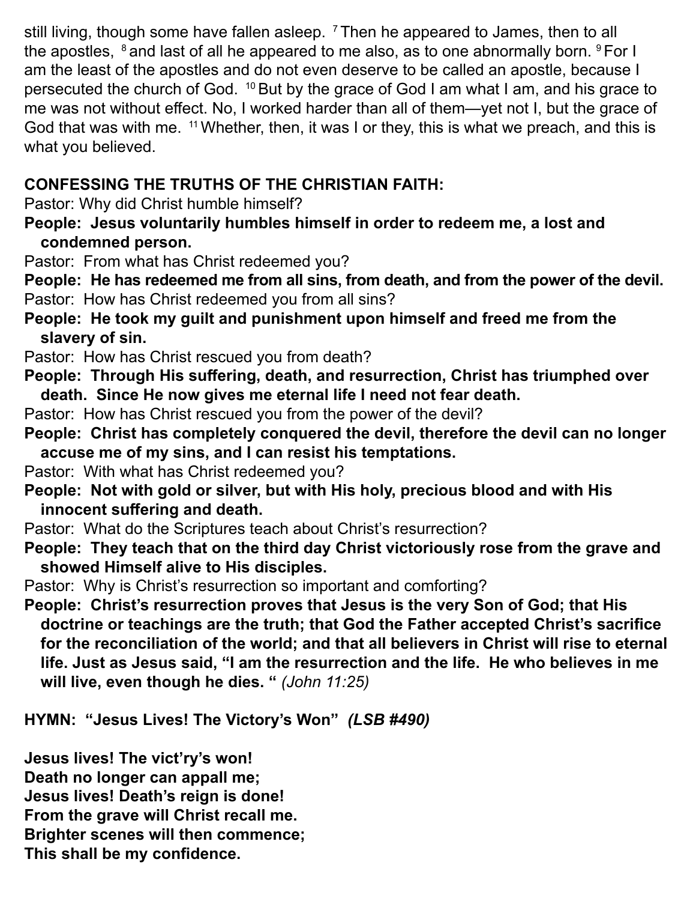still living, though some have fallen asleep. [7] Then he appeared to James, then to all the apostles, [8] and last of all he appeared to me also, as to one abnormally born. [9] For I am the least of the apostles and do not even deserve to be called an apostle, because I persecuted the church of God. [10] But by the grace of God I am what I am, and his grace to me was not without effect. No, I worked harder than all of them—yet not I, but the grace of God that was with me. [11] Whether, then, it was I or they, this is what we preach, and this is what you believed.

**CONFESSING THE TRUTHS OF THE CHRISTIAN FAITH:**

Pastor: Why did Christ humble himself?

**People: Jesus voluntarily humbles himself in order to redeem me, a lost and condemned person.**

Pastor: From what has Christ redeemed you?

**People: He has redeemed me from all sins, from death, and from the power of the devil.**

Pastor: How has Christ redeemed you from all sins?

**People: He took my guilt and punishment upon himself and freed me from the slavery of sin.**

Pastor: How has Christ rescued you from death?

**People: Through His suffering, death, and resurrection, Christ has triumphed over death. Since He now gives me eternal life I need not fear death.**

Pastor: How has Christ rescued you from the power of the devil?

**People: Christ has completely conquered the devil, therefore the devil can no longer accuse me of my sins, and I can resist his temptations.**

Pastor: With what has Christ redeemed you?

**People: Not with gold or silver, but with His holy, precious blood and with His innocent suffering and death.**

Pastor: What do the Scriptures teach about Christ's resurrection?

**People: They teach that on the third day Christ victoriously rose from the grave and showed Himself alive to His disciples.**

Pastor: Why is Christ's resurrection so important and comforting?

**People: Christ's resurrection proves that Jesus is the very Son of God; that His doctrine or teachings are the truth; that God the Father accepted Christ's sacrifice for the reconciliation of the world; and that all believers in Christ will rise to eternal life. Just as Jesus said, "I am the resurrection and the life. He who believes in me will live, even though he dies. "** *(John 11:25)*

**HYMN: "Jesus Lives! The Victory's Won"** ***(LSB #490)***

**Jesus lives! The vict'ry's won!**
**Death no longer can appall me;**
**Jesus lives! Death's reign is done!**
**From the grave will Christ recall me.**
**Brighter scenes will then commence;**
**This shall be my confidence.**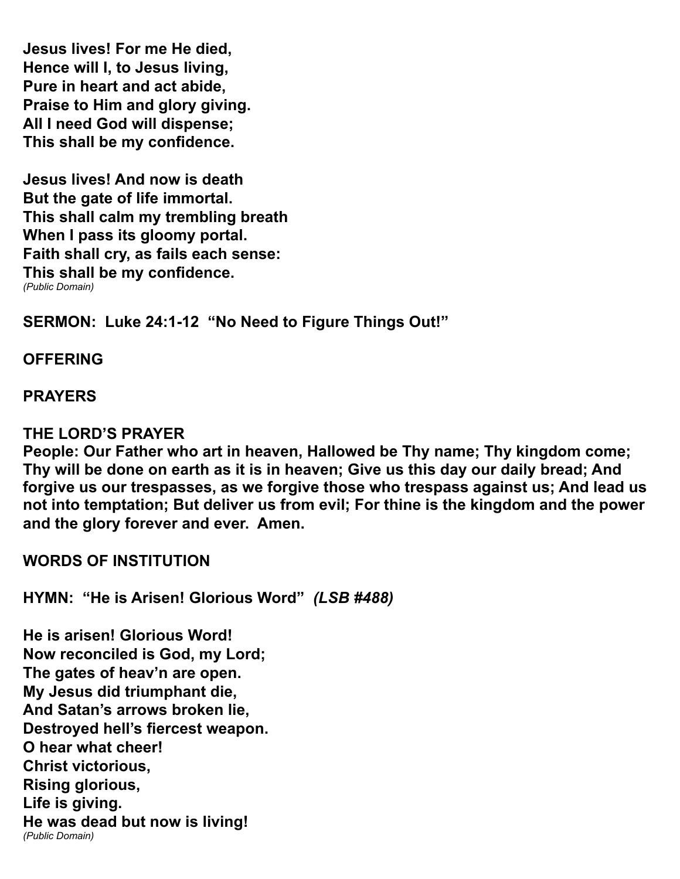**Jesus lives! For me He died,**
**Hence will I, to Jesus living,**
**Pure in heart and act abide,**
**Praise to Him and glory giving.**
**All I need God will dispense;**
**This shall be my confidence.**

**Jesus lives! And now is death**
**But the gate of life immortal.**
**This shall calm my trembling breath**
**When I pass its gloomy portal.**
**Faith shall cry, as fails each sense:**
**This shall be my confidence.**
*(Public Domain)*

**SERMON: Luke 24:1-12 "No Need to Figure Things Out!"**

**OFFERING**

**PRAYERS**

**THE LORD'S PRAYER**
**People: Our Father who art in heaven, Hallowed be Thy name; Thy kingdom come; Thy will be done on earth as it is in heaven; Give us this day our daily bread; And forgive us our trespasses, as we forgive those who trespass against us; And lead us not into temptation; But deliver us from evil; For thine is the kingdom and the power and the glory forever and ever. Amen.**

**WORDS OF INSTITUTION**

**HYMN: "He is Arisen! Glorious Word"** ***(LSB #488)***

**He is arisen! Glorious Word!**
**Now reconciled is God, my Lord;**
**The gates of heav'n are open.**
**My Jesus did triumphant die,**
**And Satan's arrows broken lie,**
**Destroyed hell's fiercest weapon.**
**O hear what cheer!**
**Christ victorious,**
**Rising glorious,**
**Life is giving.**
**He was dead but now is living!**
*(Public Domain)*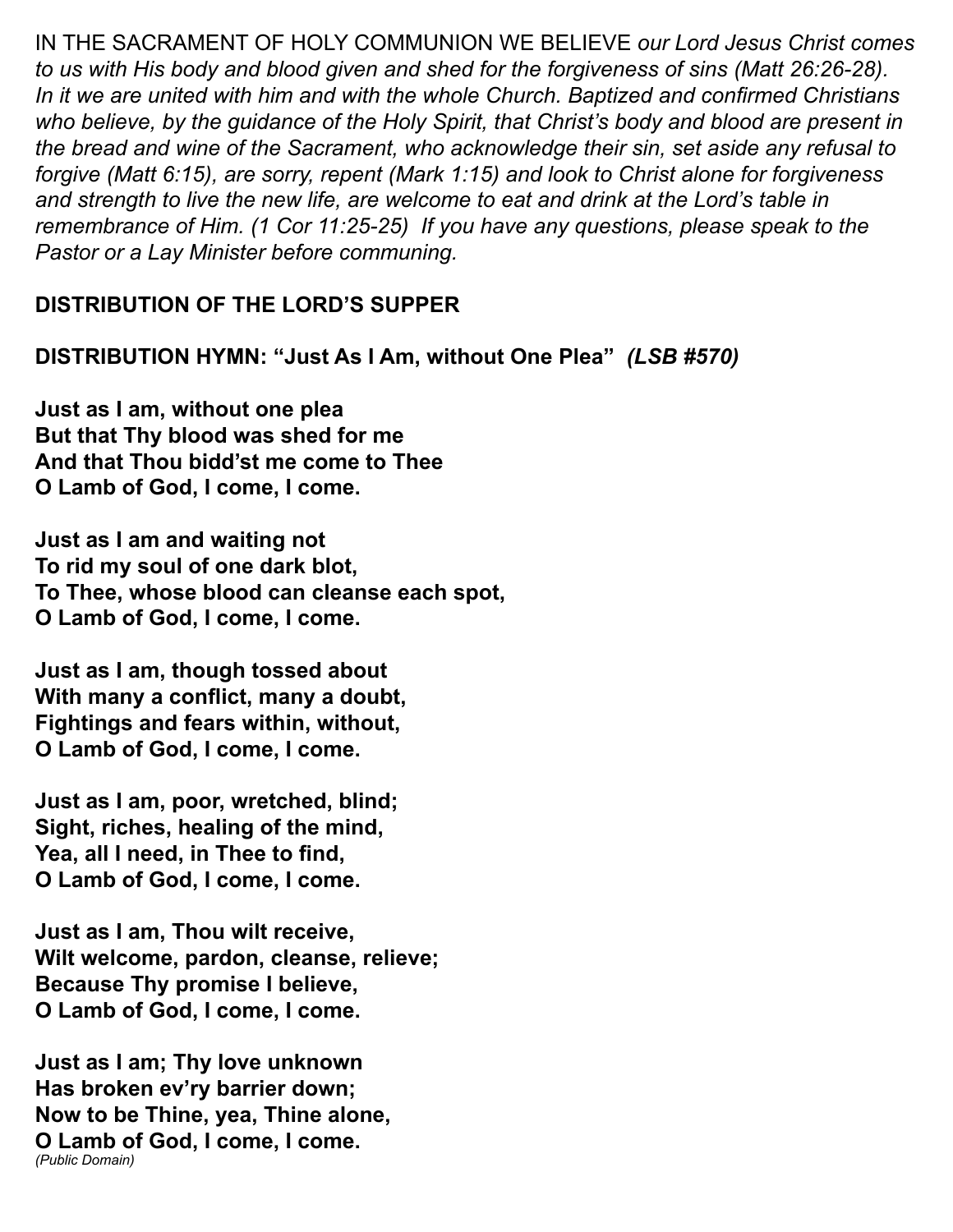IN THE SACRAMENT OF HOLY COMMUNION WE BELIEVE *our Lord Jesus Christ comes to us with His body and blood given and shed for the forgiveness of sins (Matt 26:26-28). In it we are united with him and with the whole Church. Baptized and confirmed Christians who believe, by the guidance of the Holy Spirit, that Christ's body and blood are present in the bread and wine of the Sacrament, who acknowledge their sin, set aside any refusal to forgive (Matt 6:15), are sorry, repent (Mark 1:15) and look to Christ alone for forgiveness and strength to live the new life, are welcome to eat and drink at the Lord's table in remembrance of Him. (1 Cor 11:25-25) If you have any questions, please speak to the Pastor or a Lay Minister before communing.*

**DISTRIBUTION OF THE LORD'S SUPPER**

**DISTRIBUTION HYMN: "Just As I Am, without One Plea"** ***(LSB #570)***

**Just as I am, without one plea**
**But that Thy blood was shed for me**
**And that Thou bidd'st me come to Thee**
**O Lamb of God, I come, I come.**

**Just as I am and waiting not**
**To rid my soul of one dark blot,**
**To Thee, whose blood can cleanse each spot,**
**O Lamb of God, I come, I come.**

**Just as I am, though tossed about**
**With many a conflict, many a doubt,**
**Fightings and fears within, without,**
**O Lamb of God, I come, I come.**

**Just as I am, poor, wretched, blind;**
**Sight, riches, healing of the mind,**
**Yea, all I need, in Thee to find,**
**O Lamb of God, I come, I come.**

**Just as I am, Thou wilt receive,**
**Wilt welcome, pardon, cleanse, relieve;**
**Because Thy promise I believe,**
**O Lamb of God, I come, I come.**

**Just as I am; Thy love unknown**
**Has broken ev'ry barrier down;**
**Now to be Thine, yea, Thine alone,**
**O Lamb of God, I come, I come.**
*(Public Domain)*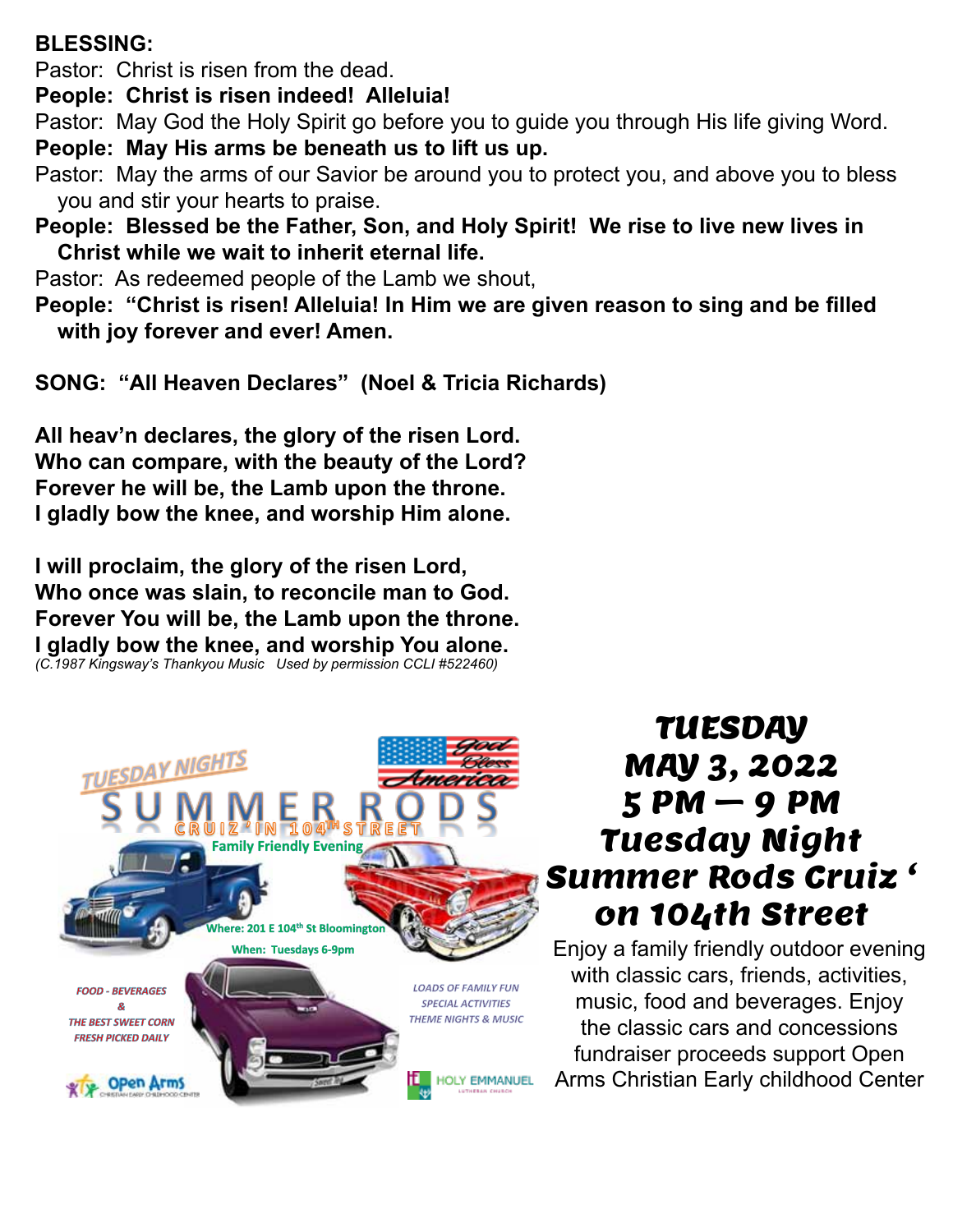**BLESSING:**

Pastor: Christ is risen from the dead.

**People: Christ is risen indeed! Alleluia!**

Pastor: May God the Holy Spirit go before you to guide you through His life giving Word.

**People: May His arms be beneath us to lift us up.**

Pastor: May the arms of our Savior be around you to protect you, and above you to bless you and stir your hearts to praise.

**People: Blessed be the Father, Son, and Holy Spirit! We rise to live new lives in Christ while we wait to inherit eternal life.**

Pastor: As redeemed people of the Lamb we shout,

**People: "Christ is risen! Alleluia! In Him we are given reason to sing and be filled with joy forever and ever! Amen.**

**SONG: "All Heaven Declares" (Noel & Tricia Richards)**

**All heav'n declares, the glory of the risen Lord.**
**Who can compare, with the beauty of the Lord?**
**Forever he will be, the Lamb upon the throne.**
**I gladly bow the knee, and worship Him alone.**

**I will proclaim, the glory of the risen Lord,**
**Who once was slain, to reconcile man to God.**
**Forever You will be, the Lamb upon the throne.**
**I gladly bow the knee, and worship You alone.**

*(C.1987 Kingsway's Thankyou Music Used by permission CCLI #522460)*

TUESDAY NIGHTS SUMMER RODS CRUIZ 'IN 104TH STREET

Family Friendly Evening

God Bless America

Where: 201 E 104th St Bloomington

When: Tuesdays 6-9pm

FOOD - BEVERAGES & THE BEST SWEET CORN FRESH PICKED DAILY

LOADS OF FAMILY FUN SPECIAL ACTIVITIES THEME NIGHTS & MUSIC

Open Arms Christian Early Childhood Center

Holy Emmanuel Lutheran Church

## Tuesday May 3, 2022 5 PM — 9 PM Tuesday Night Summer Rods Cruiz ' on 104th Street

Enjoy a family friendly outdoor evening with classic cars, friends, activities, music, food and beverages. Enjoy the classic cars and concessions fundraiser proceeds support Open Arms Christian Early childhood Center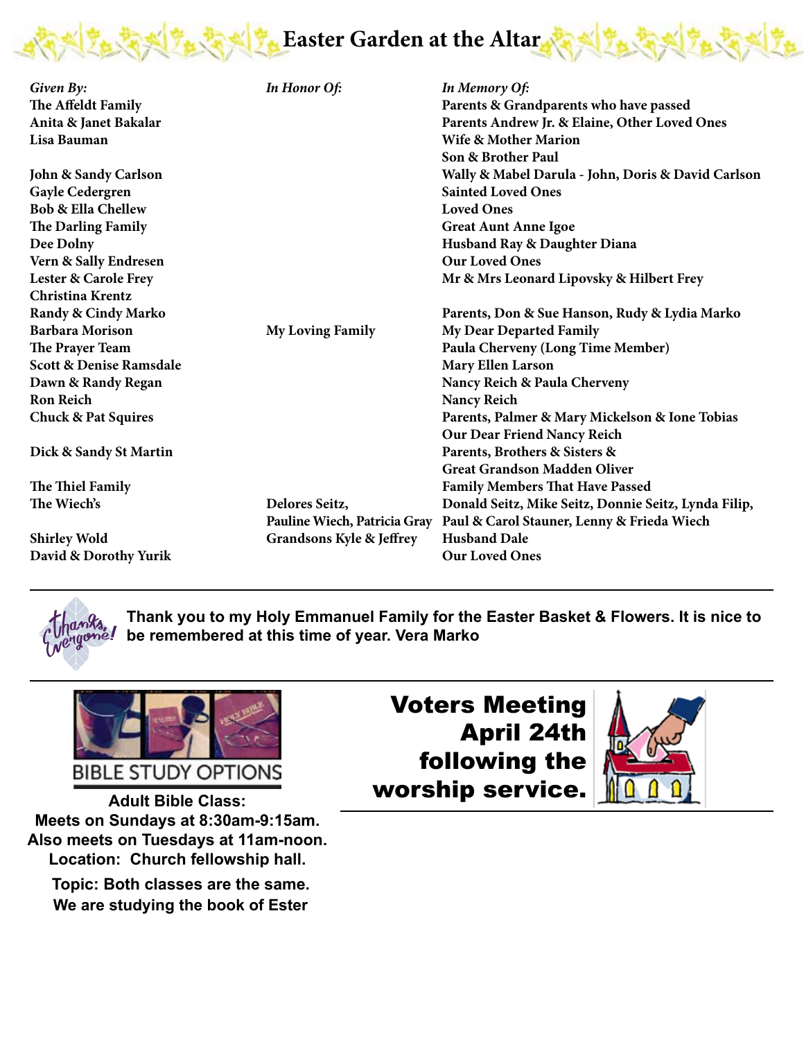# Easter Garden at the Altar

| *Given By:* | *In Honor Of:* | *In Memory Of:* |
|---|---|---|
| The Affeldt Family | | Parents & Grandparents who have passed |
| Anita & Janet Bakalar | | Parents Andrew Jr. & Elaine, Other Loved Ones |
| Lisa Bauman | | Wife & Mother Marion |
| | | Son & Brother Paul |
| John & Sandy Carlson | | Wally & Mabel Darula - John, Doris & David Carlson |
| Gayle Cedergren | | Sainted Loved Ones |
| Bob & Ella Chellew | | Loved Ones |
| The Darling Family | | Great Aunt Anne Igoe |
| Dee Dolny | | Husband Ray & Daughter Diana |
| Vern & Sally Endresen | | Our Loved Ones |
| Lester & Carole Frey | | Mr & Mrs Leonard Lipovsky & Hilbert Frey |
| Christina Krentz | | |
| Randy & Cindy Marko | | Parents, Don & Sue Hanson, Rudy & Lydia Marko |
| Barbara Morison | My Loving Family | My Dear Departed Family |
| The Prayer Team | | Paula Cherveny (Long Time Member) |
| Scott & Denise Ramsdale | | Mary Ellen Larson |
| Dawn & Randy Regan | | Nancy Reich & Paula Cherveny |
| Ron Reich | | Nancy Reich |
| Chuck & Pat Squires | | Parents, Palmer & Mary Mickelson & Ione Tobias |
| | | Our Dear Friend Nancy Reich |
| Dick & Sandy St Martin | | Parents, Brothers & Sisters & |
| | | Great Grandson Madden Oliver |
| The Thiel Family | | Family Members That Have Passed |
| The Wiech's | Delores Seitz, | Donald Seitz, Mike Seitz, Donnie Seitz, Lynda Filip, |
| | Pauline Wiech, Patricia Gray | Paul & Carol Stauner, Lenny & Frieda Wiech |
| Shirley Wold | Grandsons Kyle & Jeffrey | Husband Dale |
| David & Dorothy Yurik | | Our Loved Ones |

---

Thanks, Everyone!

**Thank you to my Holy Emmanuel Family for the Easter Basket & Flowers. It is nice to be remembered at this time of year. Vera Marko**

---

## BIBLE STUDY OPTIONS

**Adult Bible Class:**
**Meets on Sundays at 8:30am-9:15am.**
**Also meets on Tuesdays at 11am-noon.**
**Location: Church fellowship hall.**

**Topic: Both classes are the same.**
**We are studying the book of Ester**

## Voters Meeting April 24th following the worship service.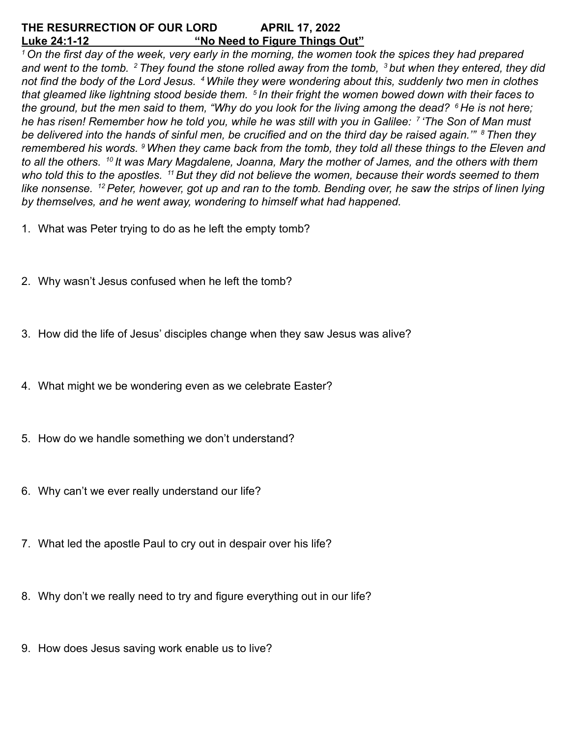**THE RESURRECTION OF OUR LORD APRIL 17, 2022**

**Luke 24:1-12 "No Need to Figure Things Out"**

*[1] On the first day of the week, very early in the morning, the women took the spices they had prepared and went to the tomb. [2] They found the stone rolled away from the tomb, [3] but when they entered, they did not find the body of the Lord Jesus. [4] While they were wondering about this, suddenly two men in clothes that gleamed like lightning stood beside them. [5] In their fright the women bowed down with their faces to the ground, but the men said to them, "Why do you look for the living among the dead? [6] He is not here; he has risen! Remember how he told you, while he was still with you in Galilee: [7] 'The Son of Man must be delivered into the hands of sinful men, be crucified and on the third day be raised again.'" [8] Then they remembered his words. [9] When they came back from the tomb, they told all these things to the Eleven and to all the others. [10] It was Mary Magdalene, Joanna, Mary the mother of James, and the others with them who told this to the apostles. [11] But they did not believe the women, because their words seemed to them like nonsense. [12] Peter, however, got up and ran to the tomb. Bending over, he saw the strips of linen lying by themselves, and he went away, wondering to himself what had happened.*

1. What was Peter trying to do as he left the empty tomb?

2. Why wasn't Jesus confused when he left the tomb?

3. How did the life of Jesus' disciples change when they saw Jesus was alive?

4. What might we be wondering even as we celebrate Easter?

5. How do we handle something we don't understand?

6. Why can't we ever really understand our life?

7. What led the apostle Paul to cry out in despair over his life?

8. Why don't we really need to try and figure everything out in our life?

9. How does Jesus saving work enable us to live?